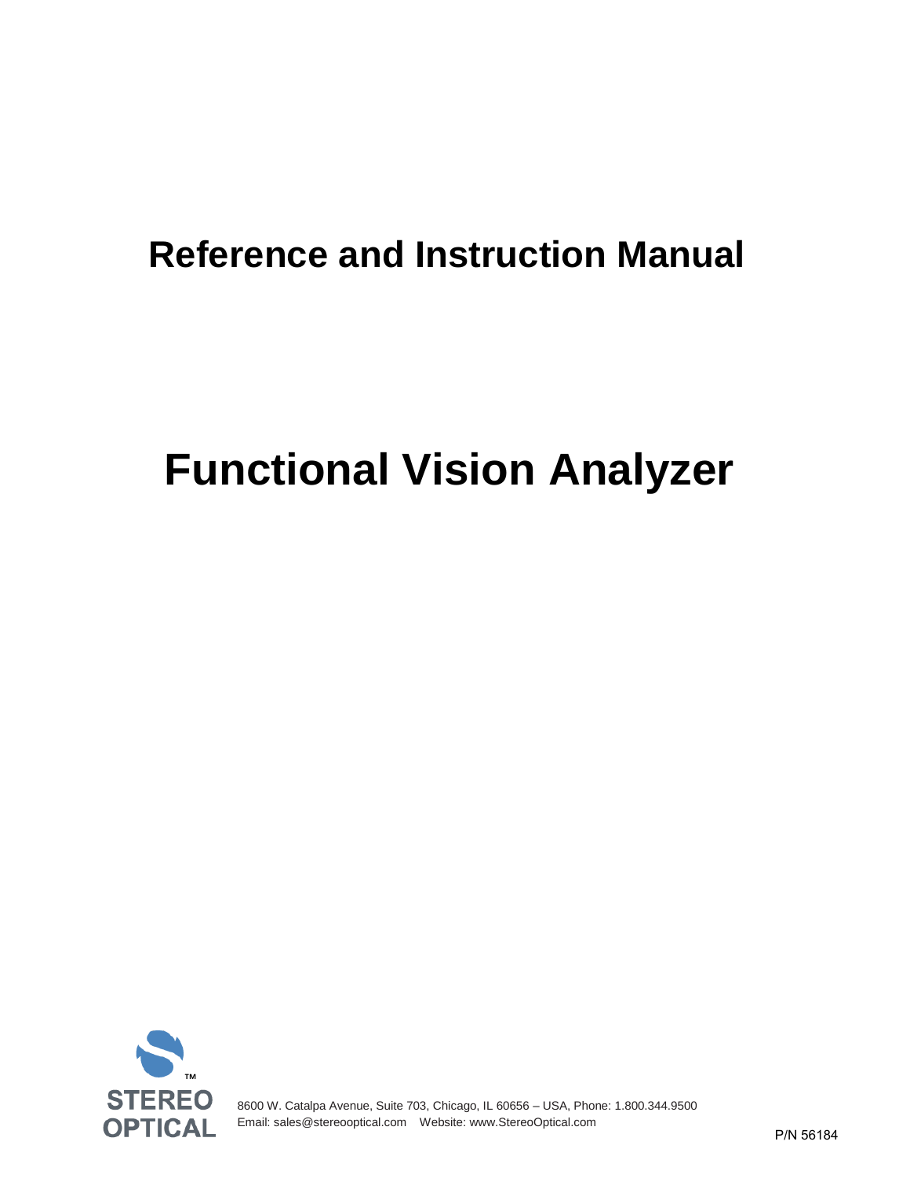# Reference and Instruction Manual

# Functional Vision Analyzer

STEREO OPTICAL™

8600 W. Catalpa Avenue, Suite 703, Chicago, IL 60656 – USA, Phone: 1.800.344.9500
Email: sales@stereooptical.com Website: www.StereoOptical.com

P/N 56184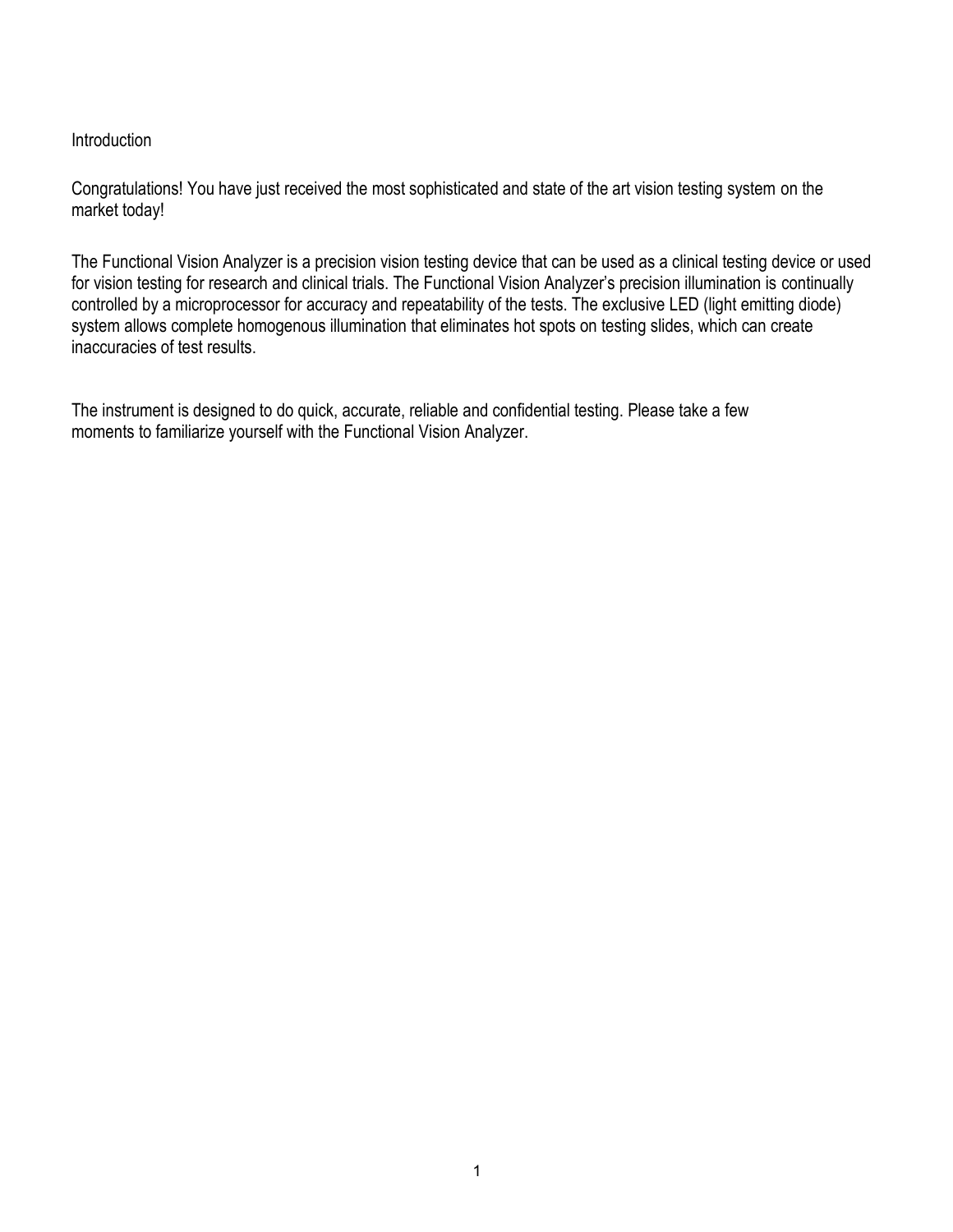# Introduction

Congratulations! You have just received the most sophisticated and state of the art vision testing system on the market today!

The Functional Vision Analyzer is a precision vision testing device that can be used as a clinical testing device or used for vision testing for research and clinical trials. The Functional Vision Analyzer's precision illumination is continually controlled by a microprocessor for accuracy and repeatability of the tests. The exclusive LED (light emitting diode) system allows complete homogenous illumination that eliminates hot spots on testing slides, which can create inaccuracies of test results.

The instrument is designed to do quick, accurate, reliable and confidential testing. Please take a few moments to familiarize yourself with the Functional Vision Analyzer.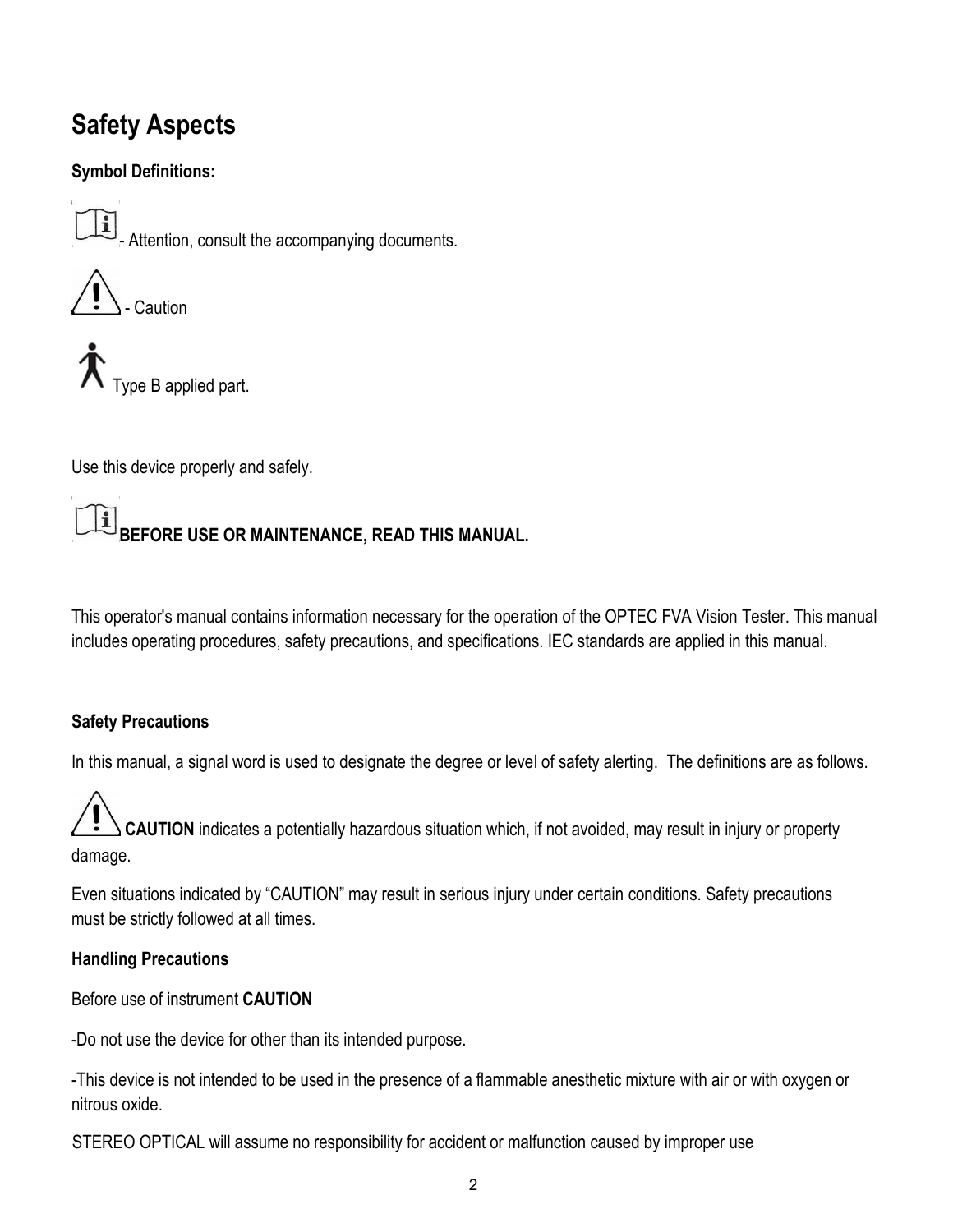# Safety Aspects

**Symbol Definitions:**

- Attention, consult the accompanying documents.

- Caution

Type B applied part.

Use this device properly and safely.

**BEFORE USE OR MAINTENANCE, READ THIS MANUAL.**

This operator's manual contains information necessary for the operation of the OPTEC FVA Vision Tester. This manual includes operating procedures, safety precautions, and specifications. IEC standards are applied in this manual.

**Safety Precautions**

In this manual, a signal word is used to designate the degree or level of safety alerting. The definitions are as follows.

**CAUTION** indicates a potentially hazardous situation which, if not avoided, may result in injury or property damage.

Even situations indicated by “CAUTION” may result in serious injury under certain conditions. Safety precautions must be strictly followed at all times.

**Handling Precautions**

Before use of instrument **CAUTION**

-Do not use the device for other than its intended purpose.

-This device is not intended to be used in the presence of a flammable anesthetic mixture with air or with oxygen or nitrous oxide.

STEREO OPTICAL will assume no responsibility for accident or malfunction caused by improper use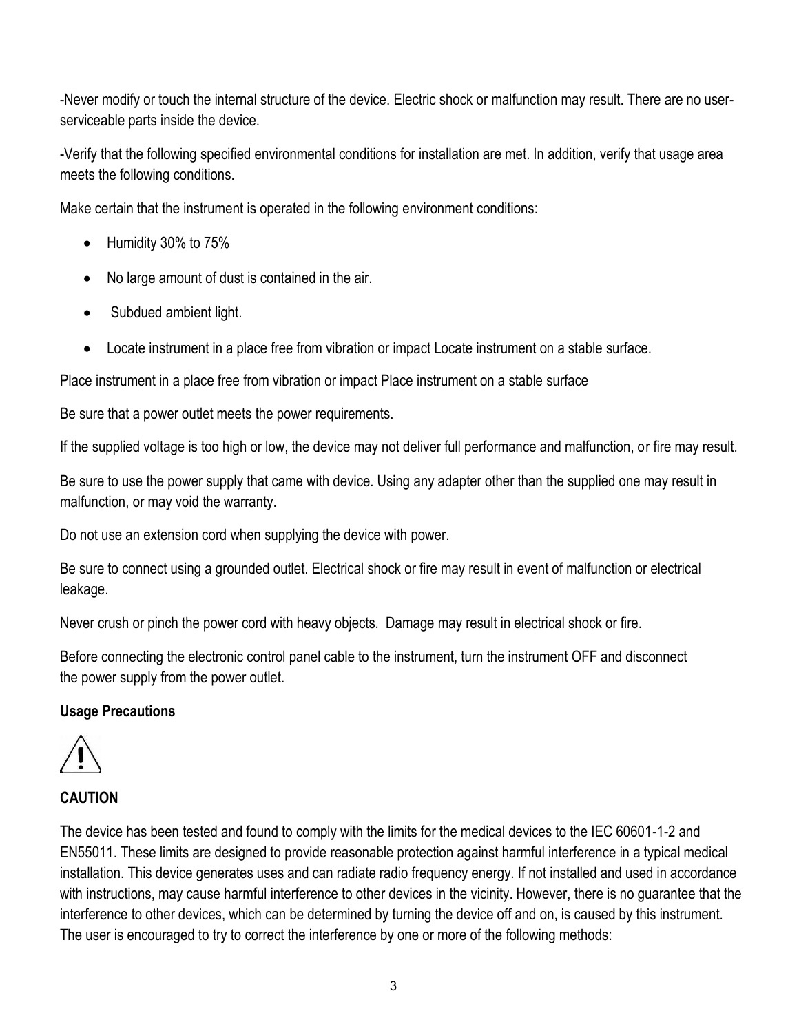-Never modify or touch the internal structure of the device. Electric shock or malfunction may result. There are no user-serviceable parts inside the device.

-Verify that the following specified environmental conditions for installation are met. In addition, verify that usage area meets the following conditions.

Make certain that the instrument is operated in the following environment conditions:

- Humidity 30% to 75%
- No large amount of dust is contained in the air.
- Subdued ambient light.
- Locate instrument in a place free from vibration or impact Locate instrument on a stable surface.

Place instrument in a place free from vibration or impact Place instrument on a stable surface

Be sure that a power outlet meets the power requirements.

If the supplied voltage is too high or low, the device may not deliver full performance and malfunction, or fire may result.

Be sure to use the power supply that came with device. Using any adapter other than the supplied one may result in malfunction, or may void the warranty.

Do not use an extension cord when supplying the device with power.

Be sure to connect using a grounded outlet. Electrical shock or fire may result in event of malfunction or electrical leakage.

Never crush or pinch the power cord with heavy objects. Damage may result in electrical shock or fire.

Before connecting the electronic control panel cable to the instrument, turn the instrument OFF and disconnect the power supply from the power outlet.

**Usage Precautions**

**CAUTION**

The device has been tested and found to comply with the limits for the medical devices to the IEC 60601-1-2 and EN55011. These limits are designed to provide reasonable protection against harmful interference in a typical medical installation. This device generates uses and can radiate radio frequency energy. If not installed and used in accordance with instructions, may cause harmful interference to other devices in the vicinity. However, there is no guarantee that the interference to other devices, which can be determined by turning the device off and on, is caused by this instrument. The user is encouraged to try to correct the interference by one or more of the following methods: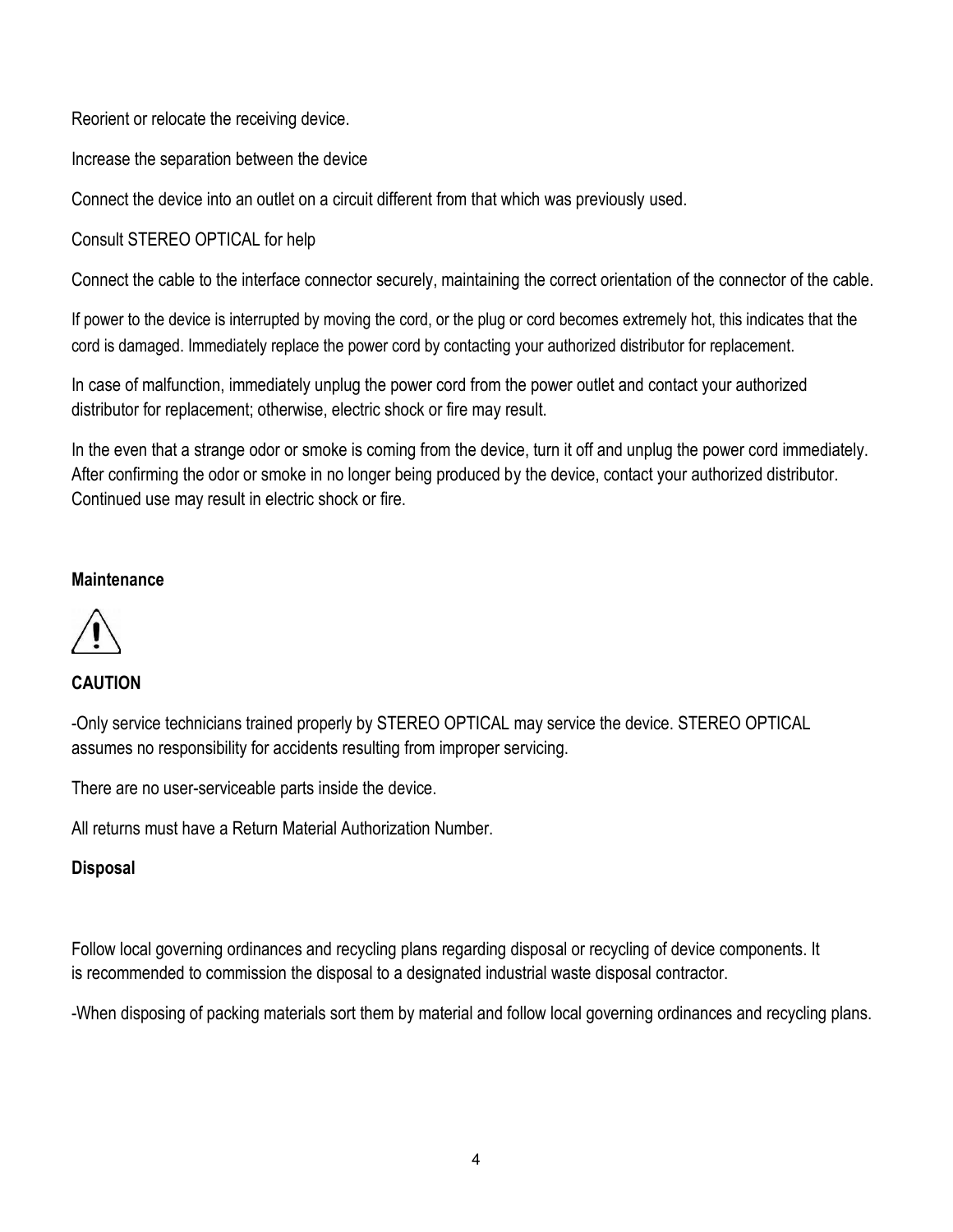Reorient or relocate the receiving device.

Increase the separation between the device

Connect the device into an outlet on a circuit different from that which was previously used.

Consult STEREO OPTICAL for help

Connect the cable to the interface connector securely, maintaining the correct orientation of the connector of the cable.

If power to the device is interrupted by moving the cord, or the plug or cord becomes extremely hot, this indicates that the cord is damaged. Immediately replace the power cord by contacting your authorized distributor for replacement.

In case of malfunction, immediately unplug the power cord from the power outlet and contact your authorized distributor for replacement; otherwise, electric shock or fire may result.

In the even that a strange odor or smoke is coming from the device, turn it off and unplug the power cord immediately. After confirming the odor or smoke in no longer being produced by the device, contact your authorized distributor. Continued use may result in electric shock or fire.

**Maintenance**

**CAUTION**

-Only service technicians trained properly by STEREO OPTICAL may service the device. STEREO OPTICAL assumes no responsibility for accidents resulting from improper servicing.

There are no user-serviceable parts inside the device.

All returns must have a Return Material Authorization Number.

**Disposal**

Follow local governing ordinances and recycling plans regarding disposal or recycling of device components. It is recommended to commission the disposal to a designated industrial waste disposal contractor.

-When disposing of packing materials sort them by material and follow local governing ordinances and recycling plans.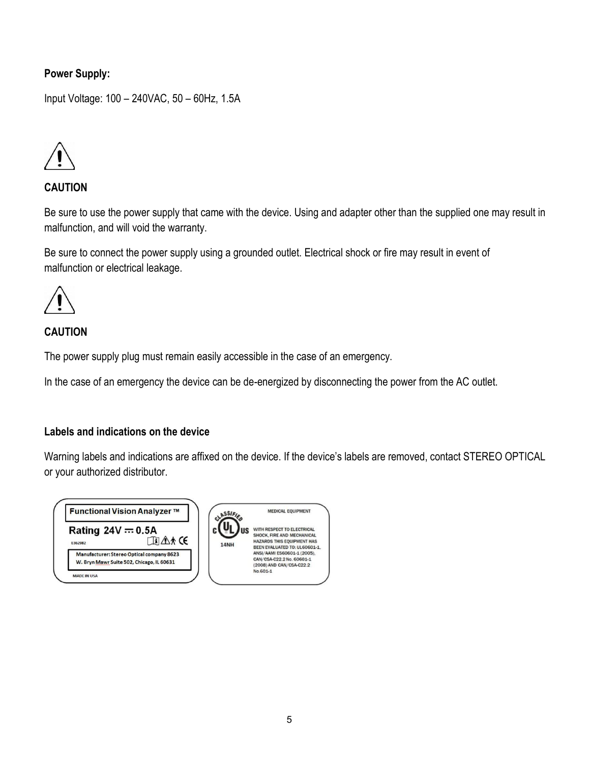**Power Supply:**

Input Voltage: 100 – 240VAC, 50 – 60Hz, 1.5A

**CAUTION**

Be sure to use the power supply that came with the device. Using and adapter other than the supplied one may result in malfunction, and will void the warranty.

Be sure to connect the power supply using a grounded outlet. Electrical shock or fire may result in event of malfunction or electrical leakage.

**CAUTION**

The power supply plug must remain easily accessible in the case of an emergency.

In the case of an emergency the device can be de-energized by disconnecting the power from the AC outlet.

**Labels and indications on the device**

Warning labels and indications are affixed on the device. If the device's labels are removed, contact STEREO OPTICAL or your authorized distributor.

Functional Vision Analyzer ™

Rating 24V ⎓ 0.5A

E302982

Manufacturer: Stereo Optical company 8623 W. Bryn Mawr Suite 502, Chicago, IL 60631

MADE IN USA

CLASSIFIED c UL US

14NH

MEDICAL EQUIPMENT

WITH RESPECT TO ELECTRICAL SHOCK, FIRE AND MECHANICAL HAZARDS THIS EQUIPMENT HAS BEEN EVALUATED TO: UL60601-1, ANSI/AAMI ES60601-1 (2005), CAN/CSA-C22.2 No. 60601-1 (2008) AND CAN/CSA-C22.2 No.601-1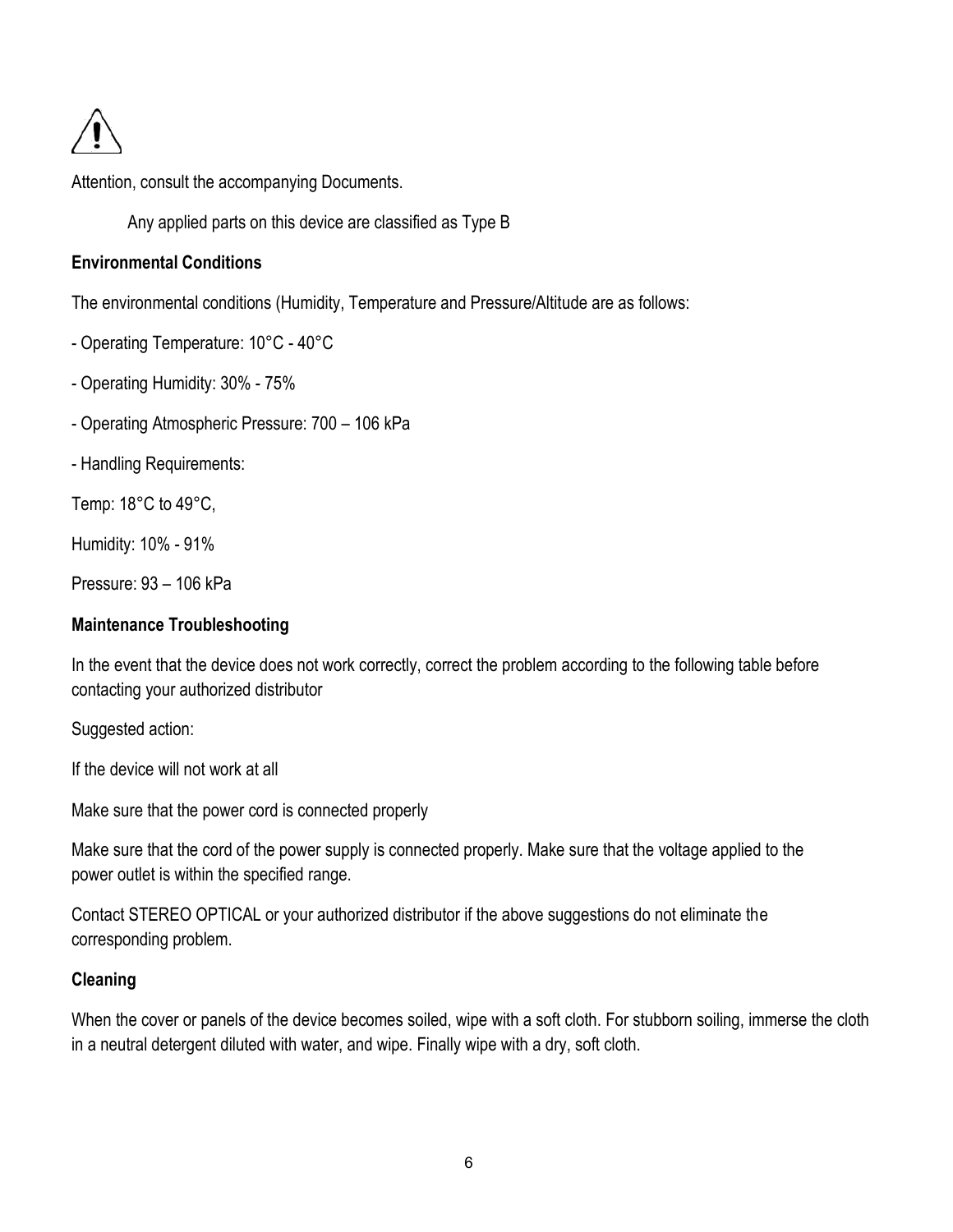⚠

Attention, consult the accompanying Documents.

Any applied parts on this device are classified as Type B

**Environmental Conditions**

The environmental conditions (Humidity, Temperature and Pressure/Altitude are as follows:

- Operating Temperature: 10°C - 40°C
- Operating Humidity: 30% - 75%
- Operating Atmospheric Pressure: 700 – 106 kPa
- Handling Requirements:

Temp: 18°C to 49°C,

Humidity: 10% - 91%

Pressure: 93 – 106 kPa

**Maintenance Troubleshooting**

In the event that the device does not work correctly, correct the problem according to the following table before contacting your authorized distributor

Suggested action:

If the device will not work at all

Make sure that the power cord is connected properly

Make sure that the cord of the power supply is connected properly. Make sure that the voltage applied to the power outlet is within the specified range.

Contact STEREO OPTICAL or your authorized distributor if the above suggestions do not eliminate the corresponding problem.

**Cleaning**

When the cover or panels of the device becomes soiled, wipe with a soft cloth. For stubborn soiling, immerse the cloth in a neutral detergent diluted with water, and wipe. Finally wipe with a dry, soft cloth.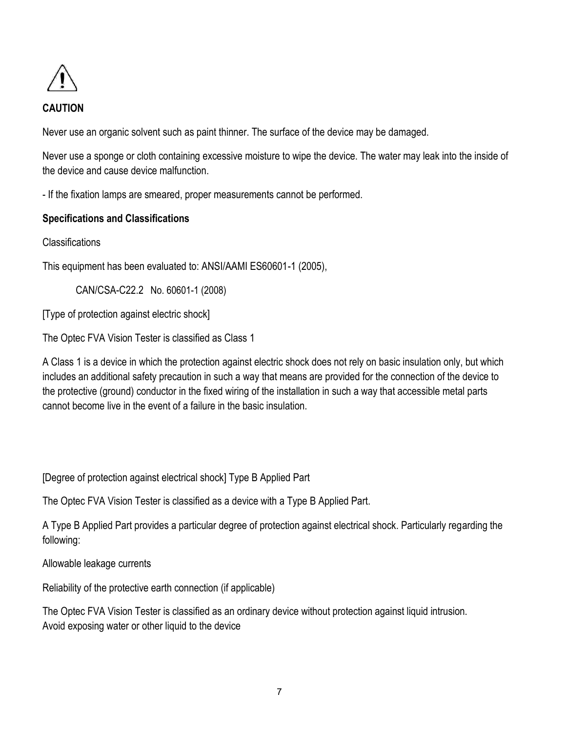⚠

**CAUTION**

Never use an organic solvent such as paint thinner. The surface of the device may be damaged.

Never use a sponge or cloth containing excessive moisture to wipe the device. The water may leak into the inside of the device and cause device malfunction.

- If the fixation lamps are smeared, proper measurements cannot be performed.

**Specifications and Classifications**

Classifications

This equipment has been evaluated to: ANSI/AAMI ES60601-1 (2005),

CAN/CSA-C22.2 No. 60601-1 (2008)

[Type of protection against electric shock]

The Optec FVA Vision Tester is classified as Class 1

A Class 1 is a device in which the protection against electric shock does not rely on basic insulation only, but which includes an additional safety precaution in such a way that means are provided for the connection of the device to the protective (ground) conductor in the fixed wiring of the installation in such a way that accessible metal parts cannot become live in the event of a failure in the basic insulation.

[Degree of protection against electrical shock] Type B Applied Part

The Optec FVA Vision Tester is classified as a device with a Type B Applied Part.

A Type B Applied Part provides a particular degree of protection against electrical shock. Particularly regarding the following:

Allowable leakage currents

Reliability of the protective earth connection (if applicable)

The Optec FVA Vision Tester is classified as an ordinary device without protection against liquid intrusion.
Avoid exposing water or other liquid to the device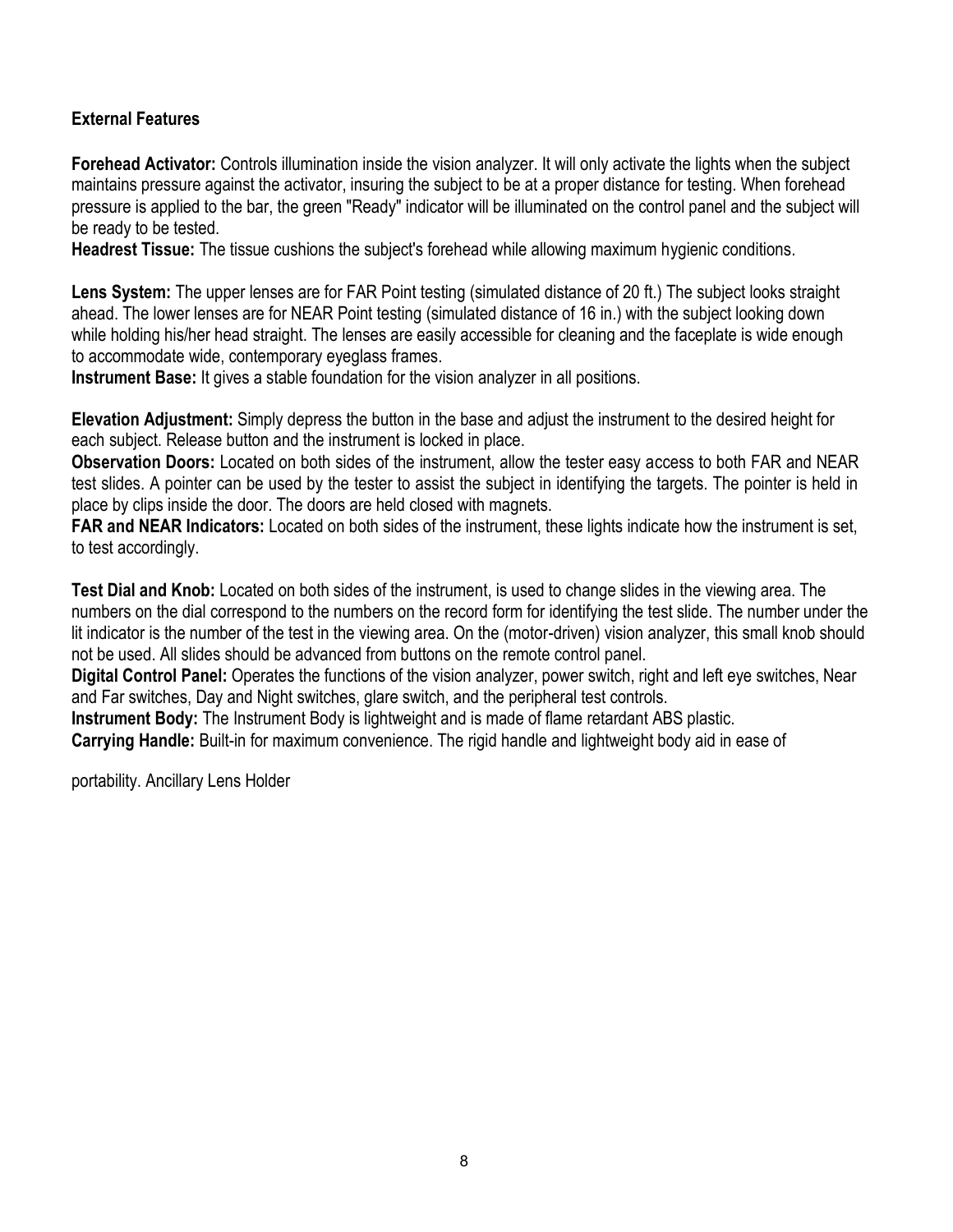### External Features

**Forehead Activator:** Controls illumination inside the vision analyzer. It will only activate the lights when the subject maintains pressure against the activator, insuring the subject to be at a proper distance for testing. When forehead pressure is applied to the bar, the green "Ready" indicator will be illuminated on the control panel and the subject will be ready to be tested.

**Headrest Tissue:** The tissue cushions the subject's forehead while allowing maximum hygienic conditions.

**Lens System:** The upper lenses are for FAR Point testing (simulated distance of 20 ft.) The subject looks straight ahead. The lower lenses are for NEAR Point testing (simulated distance of 16 in.) with the subject looking down while holding his/her head straight. The lenses are easily accessible for cleaning and the faceplate is wide enough to accommodate wide, contemporary eyeglass frames.

**Instrument Base:** It gives a stable foundation for the vision analyzer in all positions.

**Elevation Adjustment:** Simply depress the button in the base and adjust the instrument to the desired height for each subject. Release button and the instrument is locked in place.

**Observation Doors:** Located on both sides of the instrument, allow the tester easy access to both FAR and NEAR test slides. A pointer can be used by the tester to assist the subject in identifying the targets. The pointer is held in place by clips inside the door. The doors are held closed with magnets.

**FAR and NEAR Indicators:** Located on both sides of the instrument, these lights indicate how the instrument is set, to test accordingly.

**Test Dial and Knob:** Located on both sides of the instrument, is used to change slides in the viewing area. The numbers on the dial correspond to the numbers on the record form for identifying the test slide. The number under the lit indicator is the number of the test in the viewing area. On the (motor-driven) vision analyzer, this small knob should not be used. All slides should be advanced from buttons on the remote control panel.

**Digital Control Panel:** Operates the functions of the vision analyzer, power switch, right and left eye switches, Near and Far switches, Day and Night switches, glare switch, and the peripheral test controls.

**Instrument Body:** The Instrument Body is lightweight and is made of flame retardant ABS plastic.

**Carrying Handle:** Built-in for maximum convenience. The rigid handle and lightweight body aid in ease of portability. Ancillary Lens Holder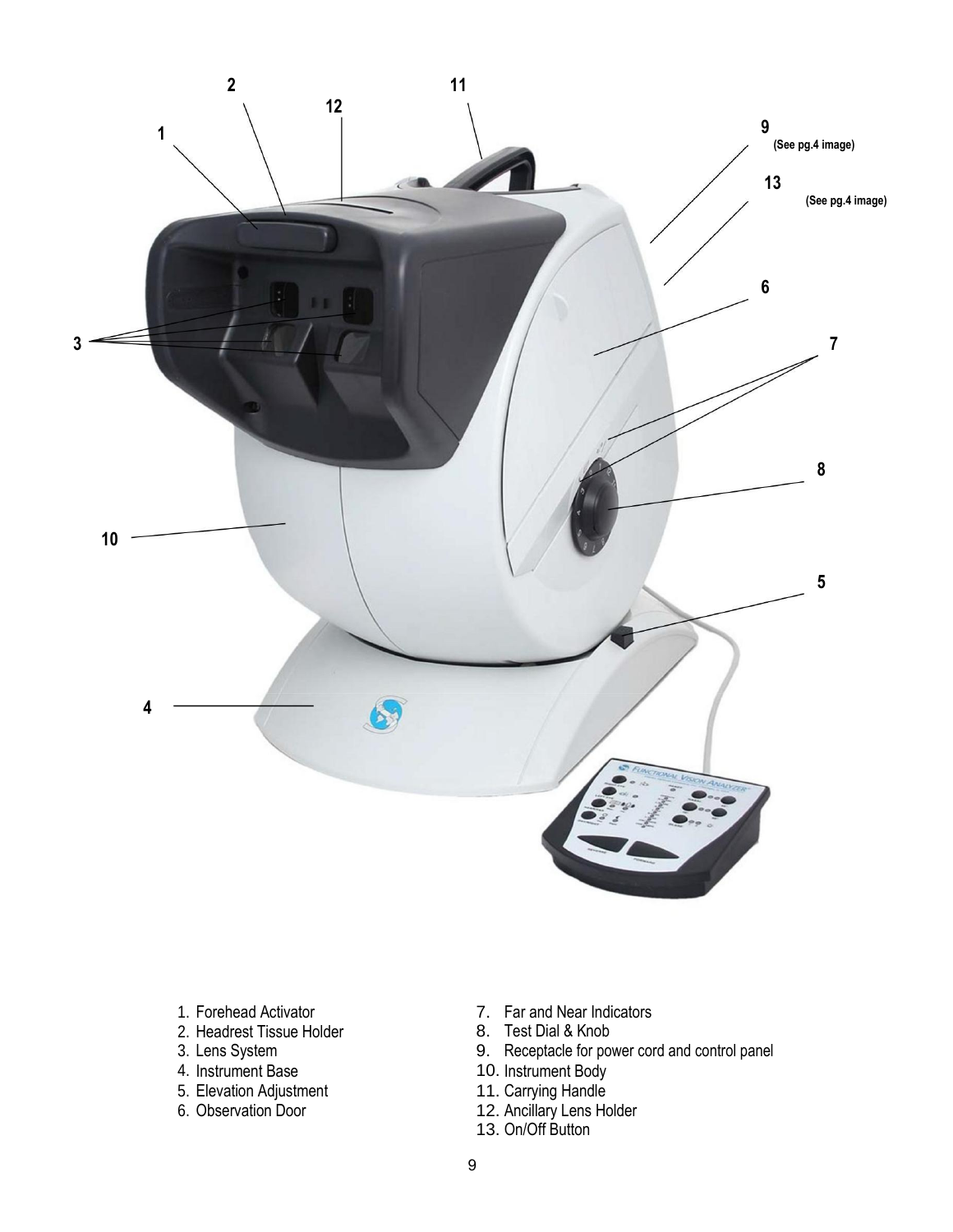1. Forehead Activator
2. Headrest Tissue Holder
3. Lens System
4. Instrument Base
5. Elevation Adjustment
6. Observation Door
7. Far and Near Indicators
8. Test Dial & Knob
9. Receptacle for power cord and control panel
10. Instrument Body
11. Carrying Handle
12. Ancillary Lens Holder
13. On/Off Button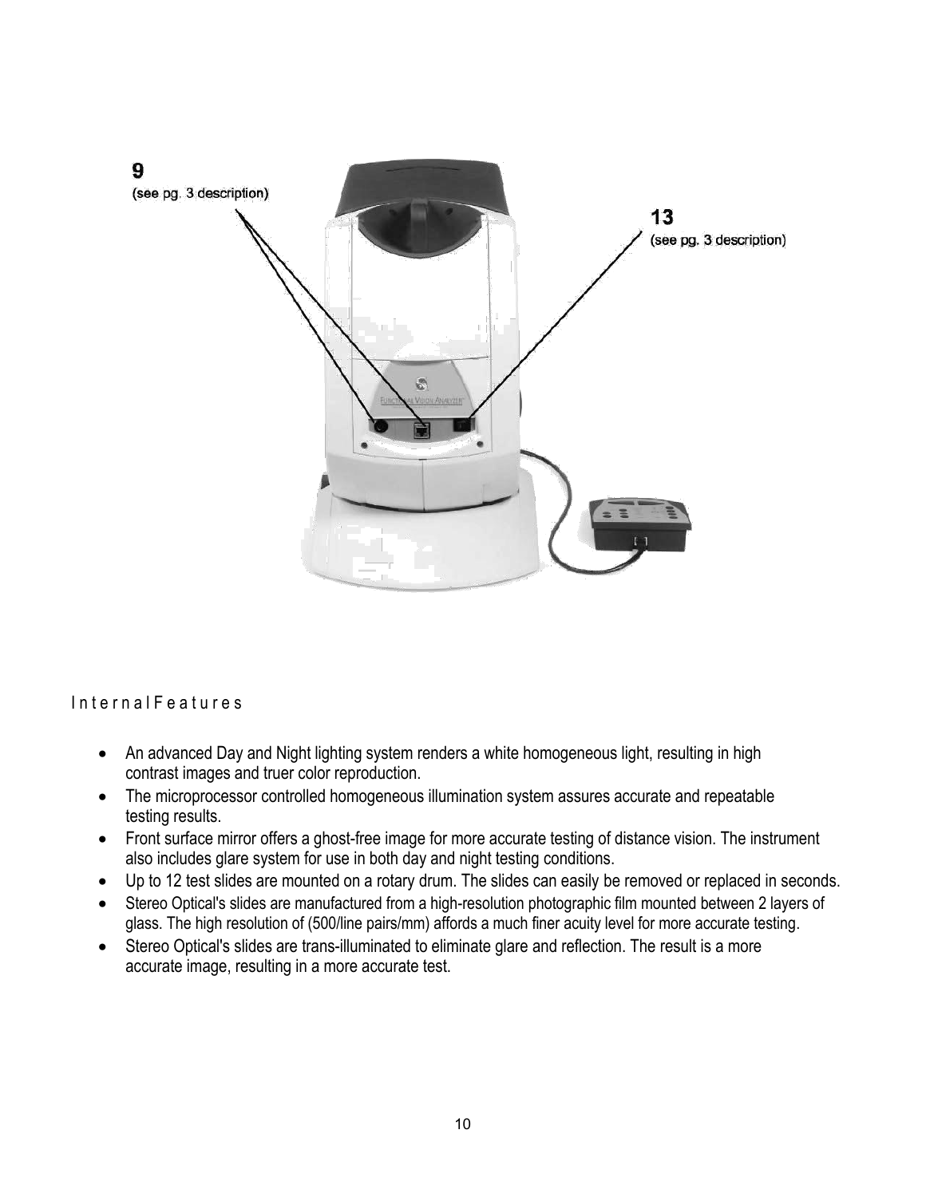9
(see pg. 3 description)

13
(see pg. 3 description)

## Internal Features

- An advanced Day and Night lighting system renders a white homogeneous light, resulting in high contrast images and truer color reproduction.
- The microprocessor controlled homogeneous illumination system assures accurate and repeatable testing results.
- Front surface mirror offers a ghost-free image for more accurate testing of distance vision. The instrument also includes glare system for use in both day and night testing conditions.
- Up to 12 test slides are mounted on a rotary drum. The slides can easily be removed or replaced in seconds.
- Stereo Optical's slides are manufactured from a high-resolution photographic film mounted between 2 layers of glass. The high resolution of (500/line pairs/mm) affords a much finer acuity level for more accurate testing.
- Stereo Optical's slides are trans-illuminated to eliminate glare and reflection. The result is a more accurate image, resulting in a more accurate test.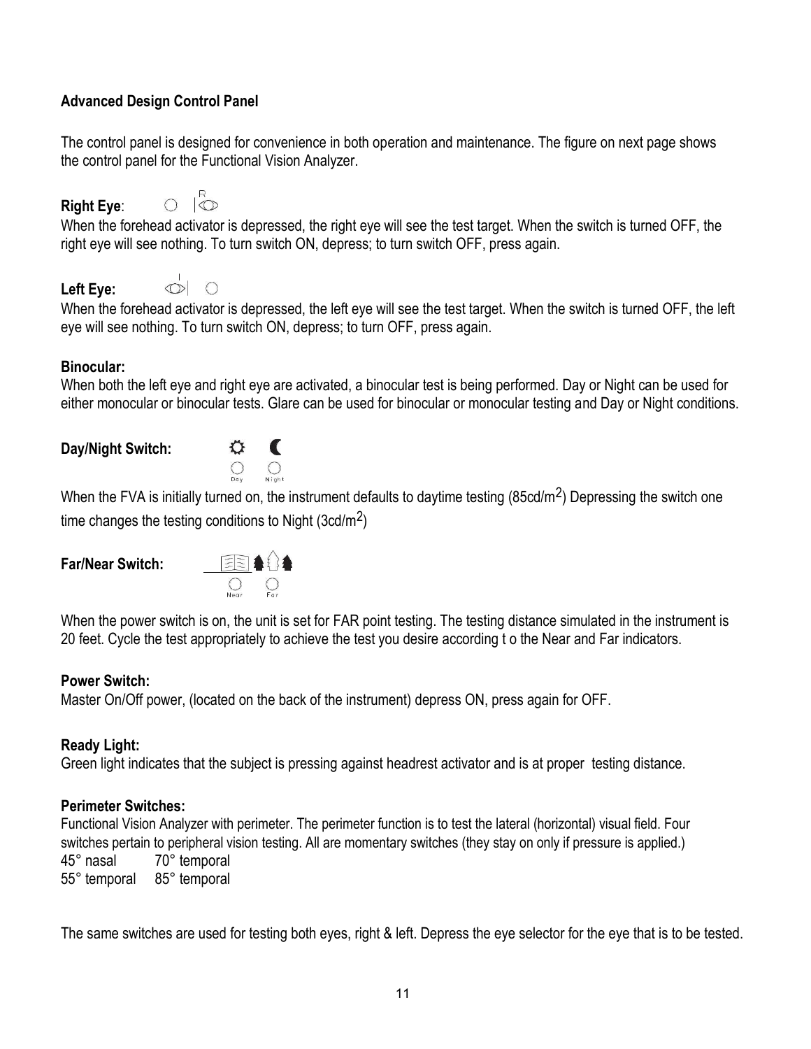## Advanced Design Control Panel

The control panel is designed for convenience in both operation and maintenance. The figure on next page shows the control panel for the Functional Vision Analyzer.

**Right Eye**:

When the forehead activator is depressed, the right eye will see the test target. When the switch is turned OFF, the right eye will see nothing. To turn switch ON, depress; to turn switch OFF, press again.

**Left Eye:**

When the forehead activator is depressed, the left eye will see the test target. When the switch is turned OFF, the left eye will see nothing. To turn switch ON, depress; to turn OFF, press again.

**Binocular:**

When both the left eye and right eye are activated, a binocular test is being performed. Day or Night can be used for either monocular or binocular tests. Glare can be used for binocular or monocular testing and Day or Night conditions.

**Day/Night Switch:**

Day Night

When the FVA is initially turned on, the instrument defaults to daytime testing (85cd/m$^2$) Depressing the switch one time changes the testing conditions to Night (3cd/m$^2$)

**Far/Near Switch:**

Near Far

When the power switch is on, the unit is set for FAR point testing. The testing distance simulated in the instrument is 20 feet. Cycle the test appropriately to achieve the test you desire according t o the Near and Far indicators.

**Power Switch:**

Master On/Off power, (located on the back of the instrument) depress ON, press again for OFF.

**Ready Light:**

Green light indicates that the subject is pressing against headrest activator and is at proper testing distance.

**Perimeter Switches:**

Functional Vision Analyzer with perimeter. The perimeter function is to test the lateral (horizontal) visual field. Four switches pertain to peripheral vision testing. All are momentary switches (they stay on only if pressure is applied.)

45° nasal 70° temporal
55° temporal 85° temporal

The same switches are used for testing both eyes, right & left. Depress the eye selector for the eye that is to be tested.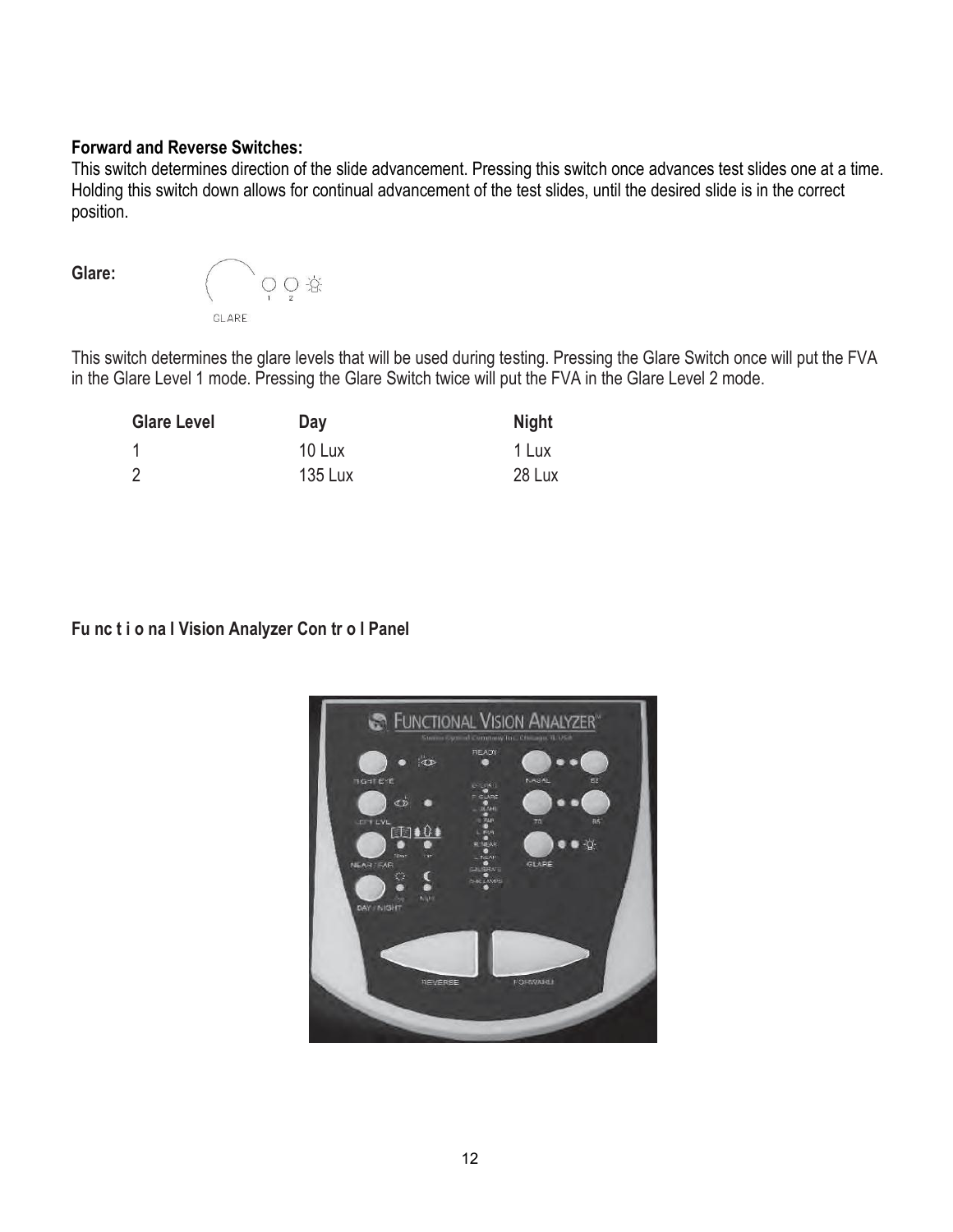**Forward and Reverse Switches:**
This switch determines direction of the slide advancement. Pressing this switch once advances test slides one at a time. Holding this switch down allows for continual advancement of the test slides, until the desired slide is in the correct position.

**Glare:**

This switch determines the glare levels that will be used during testing. Pressing the Glare Switch once will put the FVA in the Glare Level 1 mode. Pressing the Glare Switch twice will put the FVA in the Glare Level 2 mode.

| Glare Level | Day | Night |
| --- | --- | --- |
| 1 | 10 Lux | 1 Lux |
| 2 | 135 Lux | 28 Lux |

**Functional Vision Analyzer Control Panel**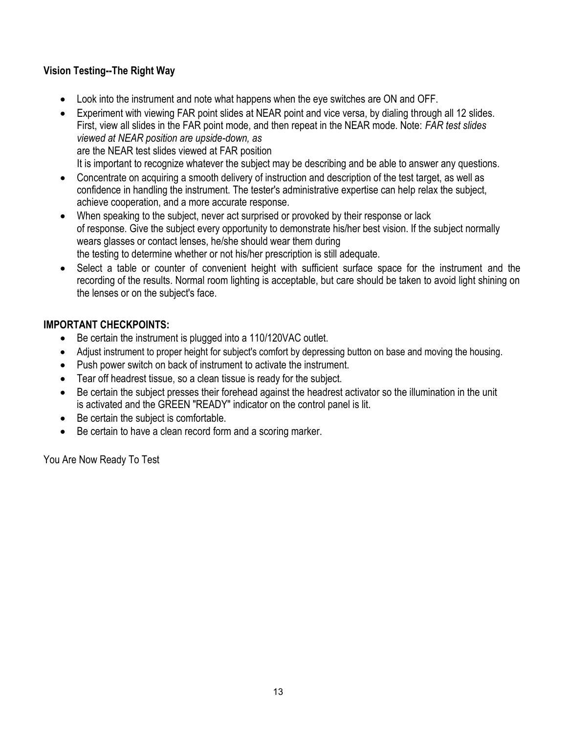**Vision Testing--The Right Way**

- Look into the instrument and note what happens when the eye switches are ON and OFF.
- Experiment with viewing FAR point slides at NEAR point and vice versa, by dialing through all 12 slides. First, view all slides in the FAR point mode, and then repeat in the NEAR mode. Note: *FAR test slides viewed at NEAR position are upside-down, as* are the NEAR test slides viewed at FAR position
  It is important to recognize whatever the subject may be describing and be able to answer any questions.
- Concentrate on acquiring a smooth delivery of instruction and description of the test target, as well as confidence in handling the instrument. The tester's administrative expertise can help relax the subject, achieve cooperation, and a more accurate response.
- When speaking to the subject, never act surprised or provoked by their response or lack of response. Give the subject every opportunity to demonstrate his/her best vision. If the subject normally wears glasses or contact lenses, he/she should wear them during the testing to determine whether or not his/her prescription is still adequate.
- Select a table or counter of convenient height with sufficient surface space for the instrument and the recording of the results. Normal room lighting is acceptable, but care should be taken to avoid light shining on the lenses or on the subject's face.

**IMPORTANT CHECKPOINTS:**

- Be certain the instrument is plugged into a 110/120VAC outlet.
- Adjust instrument to proper height for subject's comfort by depressing button on base and moving the housing.
- Push power switch on back of instrument to activate the instrument.
- Tear off headrest tissue, so a clean tissue is ready for the subject.
- Be certain the subject presses their forehead against the headrest activator so the illumination in the unit is activated and the GREEN "READY" indicator on the control panel is lit.
- Be certain the subject is comfortable.
- Be certain to have a clean record form and a scoring marker.

You Are Now Ready To Test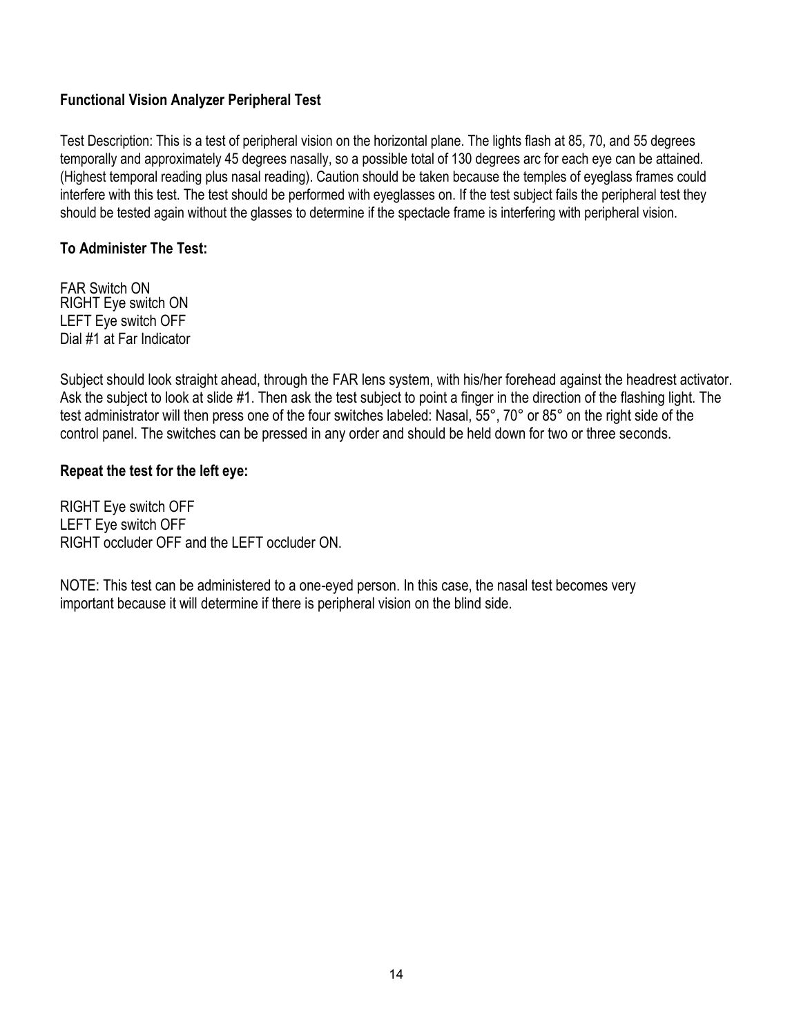## Functional Vision Analyzer Peripheral Test

Test Description: This is a test of peripheral vision on the horizontal plane. The lights flash at 85, 70, and 55 degrees temporally and approximately 45 degrees nasally, so a possible total of 130 degrees arc for each eye can be attained. (Highest temporal reading plus nasal reading). Caution should be taken because the temples of eyeglass frames could interfere with this test. The test should be performed with eyeglasses on. If the test subject fails the peripheral test they should be tested again without the glasses to determine if the spectacle frame is interfering with peripheral vision.

### To Administer The Test:

FAR Switch ON
RIGHT Eye switch ON
LEFT Eye switch OFF
Dial #1 at Far Indicator

Subject should look straight ahead, through the FAR lens system, with his/her forehead against the headrest activator. Ask the subject to look at slide #1. Then ask the test subject to point a finger in the direction of the flashing light. The test administrator will then press one of the four switches labeled: Nasal, 55°, 70° or 85° on the right side of the control panel. The switches can be pressed in any order and should be held down for two or three seconds.

### Repeat the test for the left eye:

RIGHT Eye switch OFF
LEFT Eye switch OFF
RIGHT occluder OFF and the LEFT occluder ON.

NOTE: This test can be administered to a one-eyed person. In this case, the nasal test becomes very important because it will determine if there is peripheral vision on the blind side.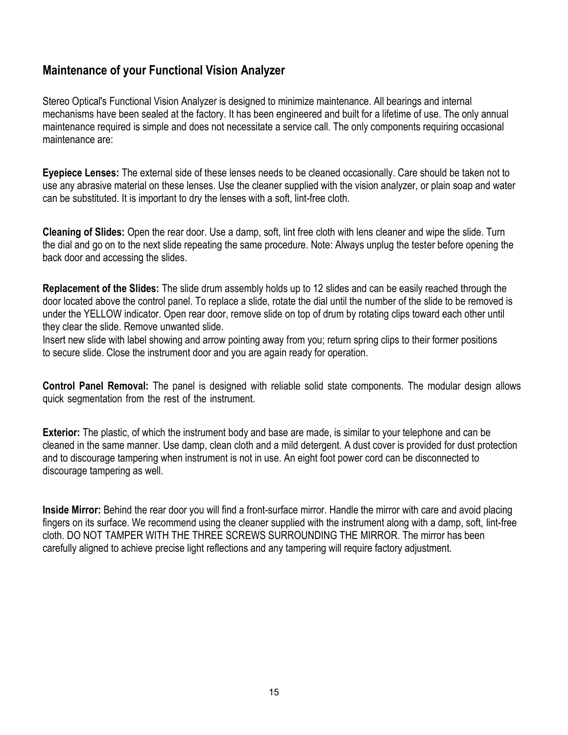## Maintenance of your Functional Vision Analyzer

Stereo Optical's Functional Vision Analyzer is designed to minimize maintenance. All bearings and internal mechanisms have been sealed at the factory. It has been engineered and built for a lifetime of use. The only annual maintenance required is simple and does not necessitate a service call. The only components requiring occasional maintenance are:

**Eyepiece Lenses:** The external side of these lenses needs to be cleaned occasionally. Care should be taken not to use any abrasive material on these lenses. Use the cleaner supplied with the vision analyzer, or plain soap and water can be substituted. It is important to dry the lenses with a soft, lint-free cloth.

**Cleaning of Slides:** Open the rear door. Use a damp, soft, lint free cloth with lens cleaner and wipe the slide. Turn the dial and go on to the next slide repeating the same procedure. Note: Always unplug the tester before opening the back door and accessing the slides.

**Replacement of the Slides:** The slide drum assembly holds up to 12 slides and can be easily reached through the door located above the control panel. To replace a slide, rotate the dial until the number of the slide to be removed is under the YELLOW indicator. Open rear door, remove slide on top of drum by rotating clips toward each other until they clear the slide. Remove unwanted slide.
Insert new slide with label showing and arrow pointing away from you; return spring clips to their former positions to secure slide. Close the instrument door and you are again ready for operation.

**Control Panel Removal:** The panel is designed with reliable solid state components. The modular design allows quick segmentation from the rest of the instrument.

**Exterior:** The plastic, of which the instrument body and base are made, is similar to your telephone and can be cleaned in the same manner. Use damp, clean cloth and a mild detergent. A dust cover is provided for dust protection and to discourage tampering when instrument is not in use. An eight foot power cord can be disconnected to discourage tampering as well.

**Inside Mirror:** Behind the rear door you will find a front-surface mirror. Handle the mirror with care and avoid placing fingers on its surface. We recommend using the cleaner supplied with the instrument along with a damp, soft, lint-free cloth. DO NOT TAMPER WITH THE THREE SCREWS SURROUNDING THE MIRROR. The mirror has been carefully aligned to achieve precise light reflections and any tampering will require factory adjustment.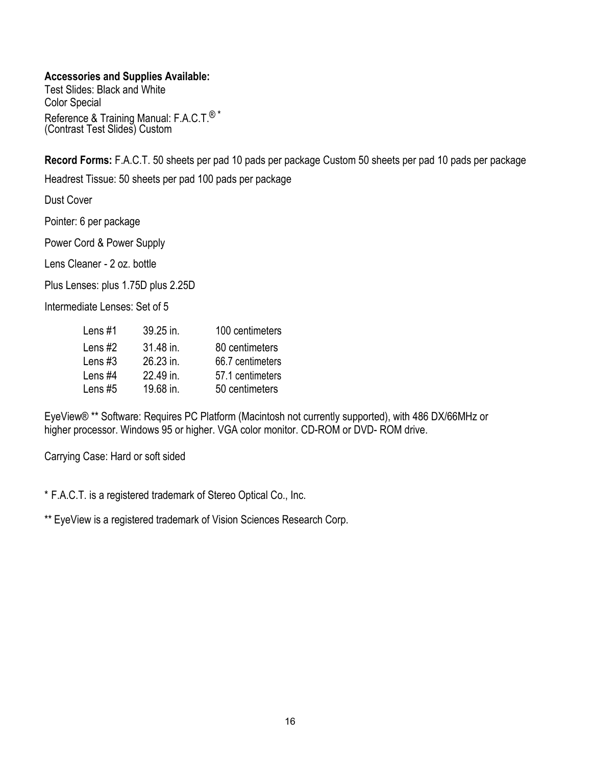**Accessories and Supplies Available:**
Test Slides: Black and White
Color Special
Reference & Training Manual: F.A.C.T.® *
(Contrast Test Slides) Custom

**Record Forms:** F.A.C.T. 50 sheets per pad 10 pads per package Custom 50 sheets per pad 10 pads per package

Headrest Tissue: 50 sheets per pad 100 pads per package

Dust Cover

Pointer: 6 per package

Power Cord & Power Supply

Lens Cleaner - 2 oz. bottle

Plus Lenses: plus 1.75D plus 2.25D

Intermediate Lenses: Set of 5

| | | |
|---|---|---|
| Lens #1 | 39.25 in. | 100 centimeters |
| Lens #2 | 31.48 in. | 80 centimeters |
| Lens #3 | 26.23 in. | 66.7 centimeters |
| Lens #4 | 22.49 in. | 57.1 centimeters |
| Lens #5 | 19.68 in. | 50 centimeters |

EyeView® ** Software: Requires PC Platform (Macintosh not currently supported), with 486 DX/66MHz or higher processor. Windows 95 or higher. VGA color monitor. CD-ROM or DVD- ROM drive.

Carrying Case: Hard or soft sided

* F.A.C.T. is a registered trademark of Stereo Optical Co., Inc.

** EyeView is a registered trademark of Vision Sciences Research Corp.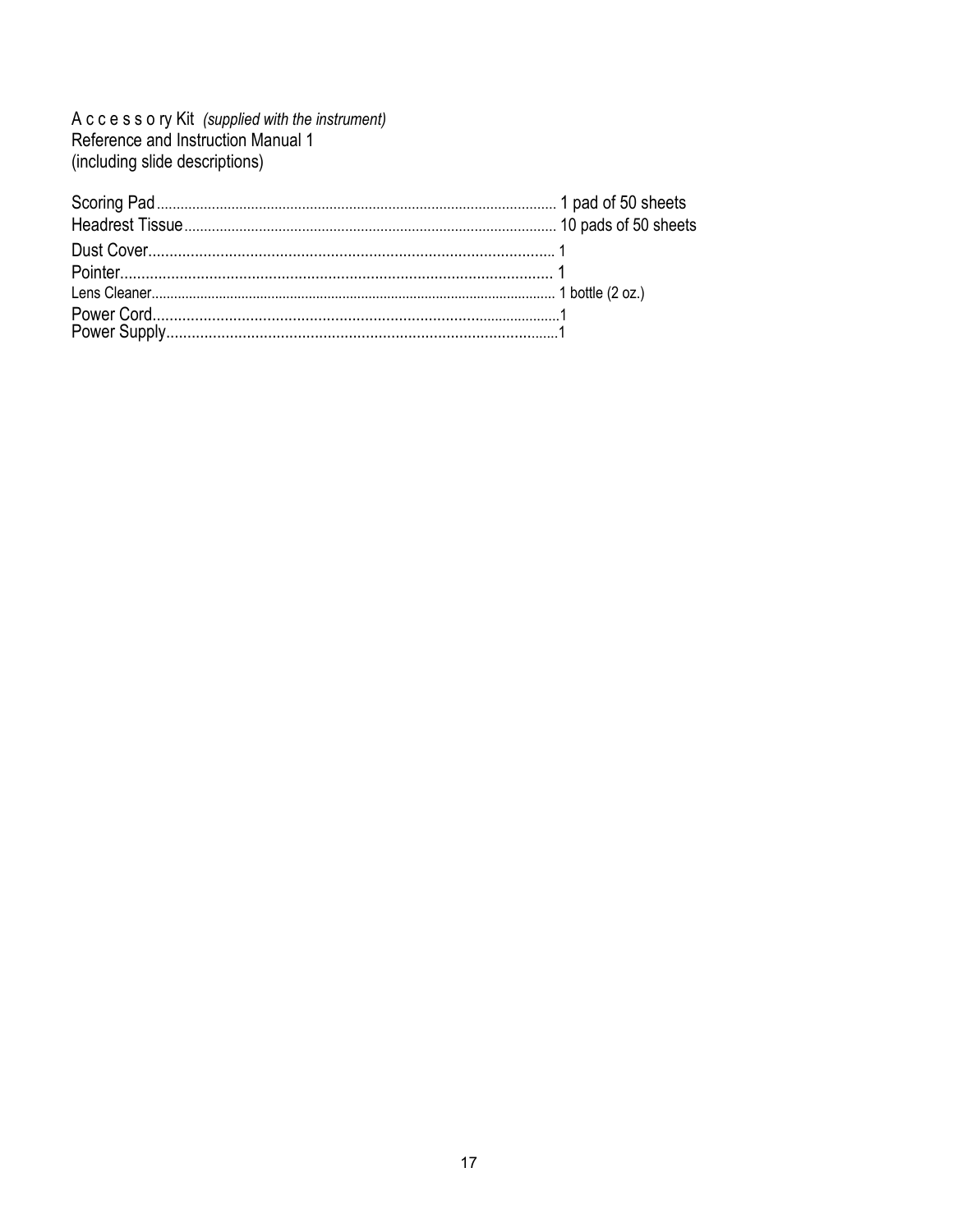Accessory Kit *(supplied with the instrument)*
Reference and Instruction Manual 1
(including slide descriptions)

Scoring Pad........................................................................................................ 1 pad of 50 sheets
Headrest Tissue.................................................................................................. 10 pads of 50 sheets
Dust Cover........................................................................................................ 1
Pointer............................................................................................................... 1
Lens Cleaner...................................................................................................... 1 bottle (2 oz.)
Power Cord........................................................................................................ 1
Power Supply..................................................................................................... 1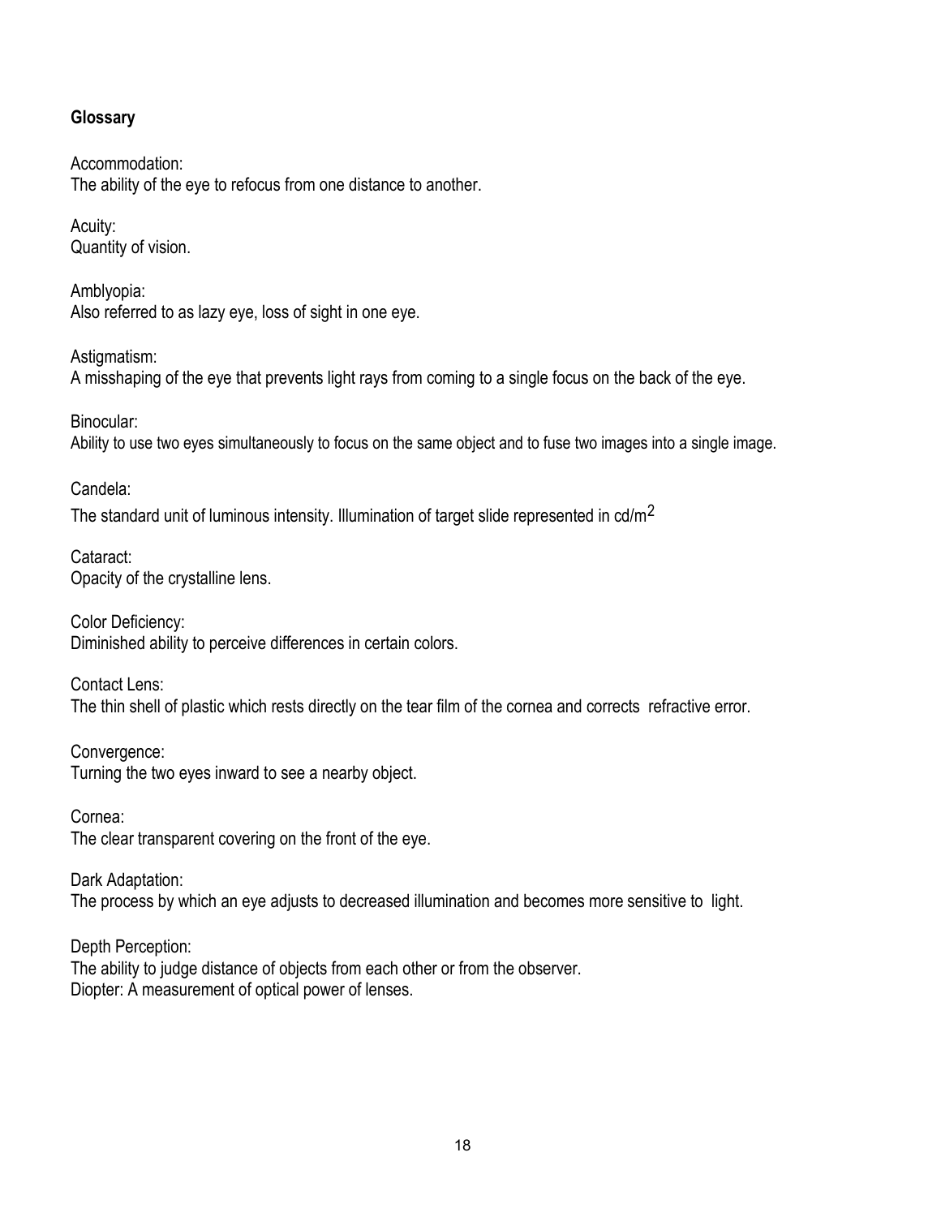## Glossary

Accommodation:
The ability of the eye to refocus from one distance to another.

Acuity:
Quantity of vision.

Amblyopia:
Also referred to as lazy eye, loss of sight in one eye.

Astigmatism:
A misshaping of the eye that prevents light rays from coming to a single focus on the back of the eye.

Binocular:
Ability to use two eyes simultaneously to focus on the same object and to fuse two images into a single image.

Candela:
The standard unit of luminous intensity. Illumination of target slide represented in $cd/m^2$

Cataract:
Opacity of the crystalline lens.

Color Deficiency:
Diminished ability to perceive differences in certain colors.

Contact Lens:
The thin shell of plastic which rests directly on the tear film of the cornea and corrects refractive error.

Convergence:
Turning the two eyes inward to see a nearby object.

Cornea:
The clear transparent covering on the front of the eye.

Dark Adaptation:
The process by which an eye adjusts to decreased illumination and becomes more sensitive to light.

Depth Perception:
The ability to judge distance of objects from each other or from the observer.
Diopter: A measurement of optical power of lenses.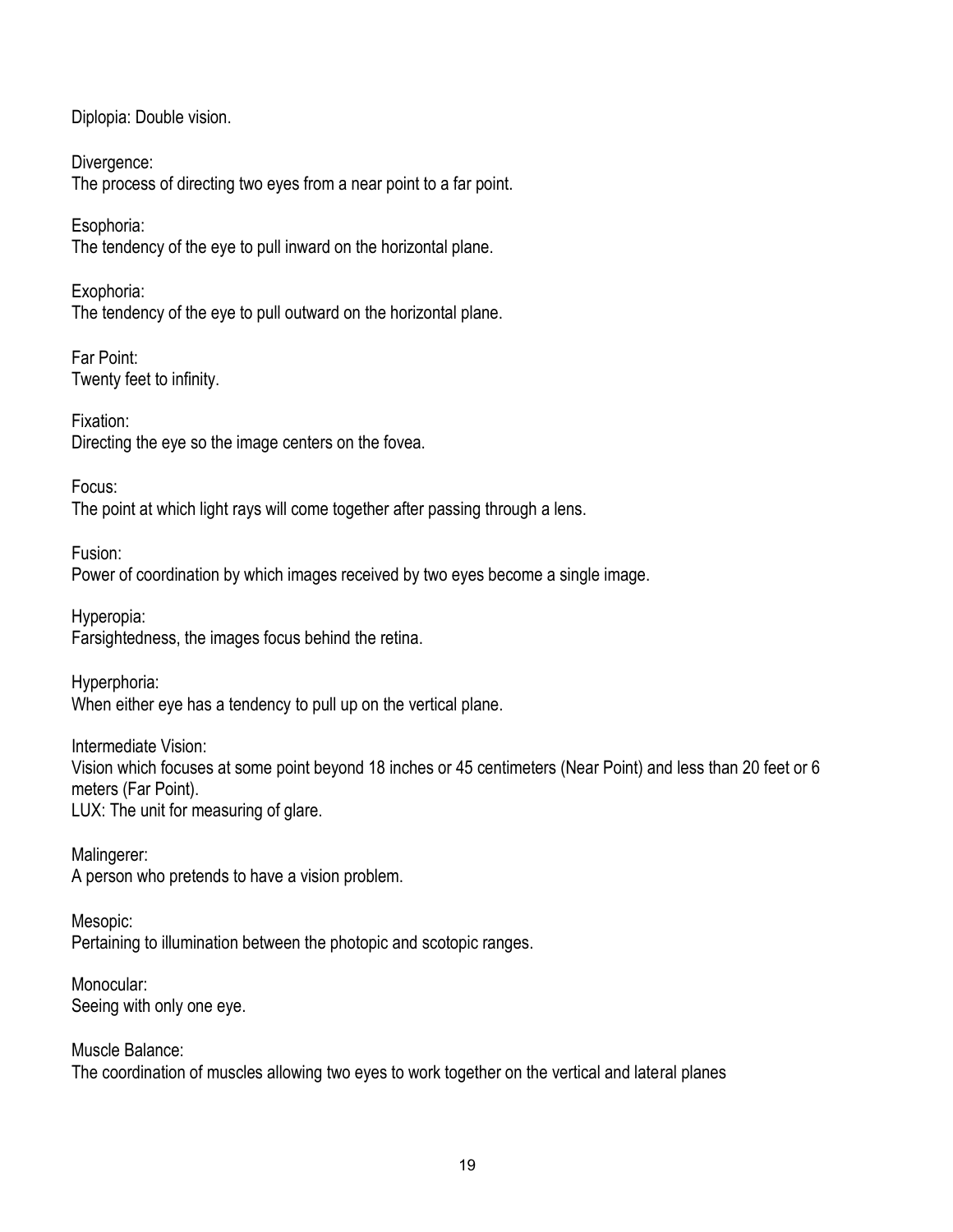Diplopia: Double vision.

Divergence:
The process of directing two eyes from a near point to a far point.

Esophoria:
The tendency of the eye to pull inward on the horizontal plane.

Exophoria:
The tendency of the eye to pull outward on the horizontal plane.

Far Point:
Twenty feet to infinity.

Fixation:
Directing the eye so the image centers on the fovea.

Focus:
The point at which light rays will come together after passing through a lens.

Fusion:
Power of coordination by which images received by two eyes become a single image.

Hyperopia:
Farsightedness, the images focus behind the retina.

Hyperphoria:
When either eye has a tendency to pull up on the vertical plane.

Intermediate Vision:
Vision which focuses at some point beyond 18 inches or 45 centimeters (Near Point) and less than 20 feet or 6 meters (Far Point).
LUX: The unit for measuring of glare.

Malingerer:
A person who pretends to have a vision problem.

Mesopic:
Pertaining to illumination between the photopic and scotopic ranges.

Monocular:
Seeing with only one eye.

Muscle Balance:
The coordination of muscles allowing two eyes to work together on the vertical and lateral planes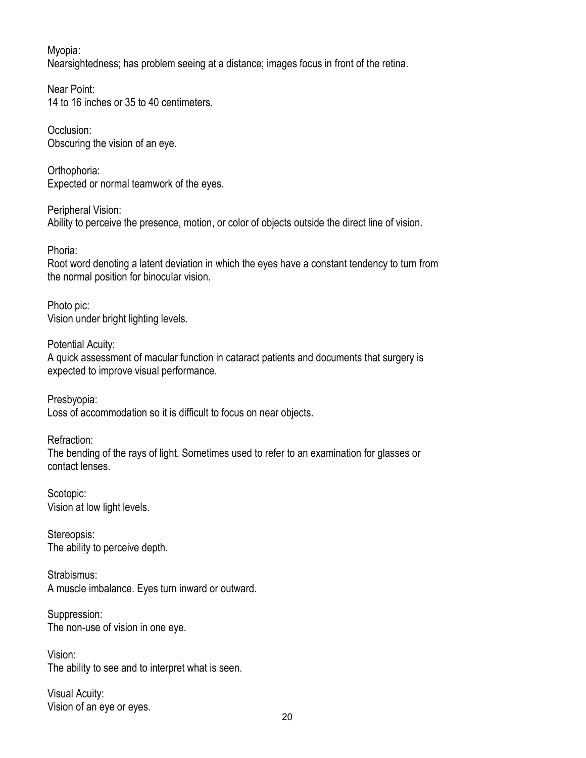Myopia:
Nearsightedness; has problem seeing at a distance; images focus in front of the retina.

Near Point:
14 to 16 inches or 35 to 40 centimeters.

Occlusion:
Obscuring the vision of an eye.

Orthophoria:
Expected or normal teamwork of the eyes.

Peripheral Vision:
Ability to perceive the presence, motion, or color of objects outside the direct line of vision.

Phoria:
Root word denoting a latent deviation in which the eyes have a constant tendency to turn from the normal position for binocular vision.

Photo pic:
Vision under bright lighting levels.

Potential Acuity:
A quick assessment of macular function in cataract patients and documents that surgery is expected to improve visual performance.

Presbyopia:
Loss of accommodation so it is difficult to focus on near objects.

Refraction:
The bending of the rays of light. Sometimes used to refer to an examination for glasses or contact lenses.

Scotopic:
Vision at low light levels.

Stereopsis:
The ability to perceive depth.

Strabismus:
A muscle imbalance. Eyes turn inward or outward.

Suppression:
The non-use of vision in one eye.

Vision:
The ability to see and to interpret what is seen.

Visual Acuity:
Vision of an eye or eyes.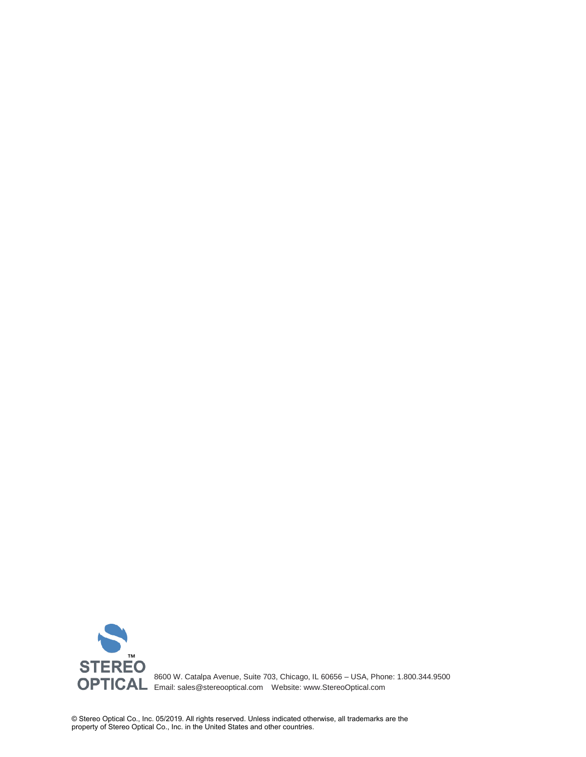STEREO OPTICAL™

8600 W. Catalpa Avenue, Suite 703, Chicago, IL 60656 – USA, Phone: 1.800.344.9500
Email: sales@stereooptical.com Website: www.StereoOptical.com

© Stereo Optical Co., Inc. 05/2019. All rights reserved. Unless indicated otherwise, all trademarks are the property of Stereo Optical Co., Inc. in the United States and other countries.